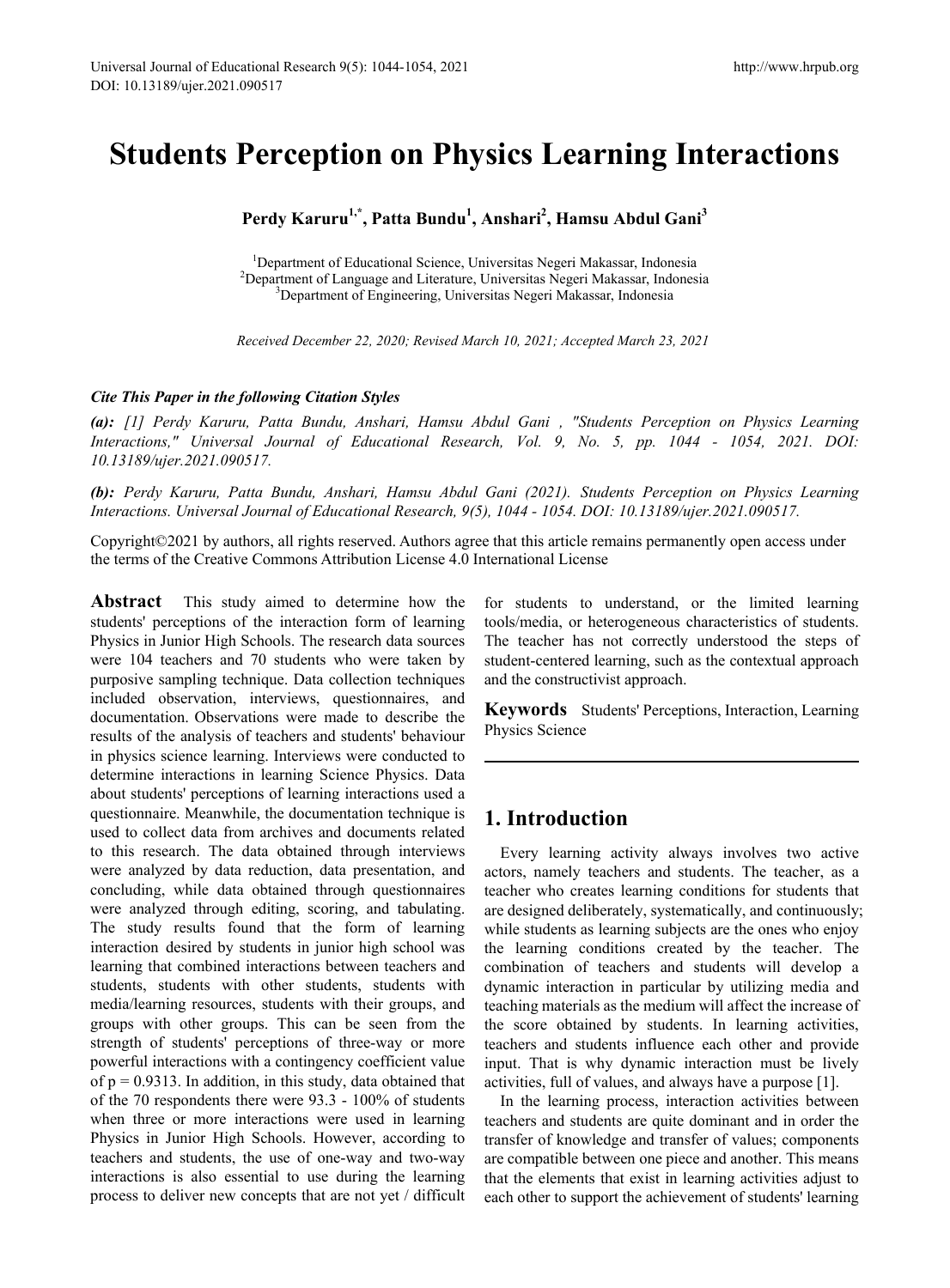# Students Perception on Physics Learning Interactions

**Perdy Karuru[1,*], Patta Bundu[1], Anshari[2], Hamsu Abdul Gani[3]**

[1]Department of Educational Science, Universitas Negeri Makassar, Indonesia
[2]Department of Language and Literature, Universitas Negeri Makassar, Indonesia
[3]Department of Engineering, Universitas Negeri Makassar, Indonesia

*Received December 22, 2020; Revised March 10, 2021; Accepted March 23, 2021*

***Cite This Paper in the following Citation Styles***

***(a):** [1] Perdy Karuru, Patta Bundu, Anshari, Hamsu Abdul Gani , "Students Perception on Physics Learning Interactions," Universal Journal of Educational Research, Vol. 9, No. 5, pp. 1044 - 1054, 2021. DOI: 10.13189/ujer.2021.090517.*

***(b):** Perdy Karuru, Patta Bundu, Anshari, Hamsu Abdul Gani (2021). Students Perception on Physics Learning Interactions. Universal Journal of Educational Research, 9(5), 1044 - 1054. DOI: 10.13189/ujer.2021.090517.*

Copyright©2021 by authors, all rights reserved. Authors agree that this article remains permanently open access under the terms of the Creative Commons Attribution License 4.0 International License

**Abstract** This study aimed to determine how the students' perceptions of the interaction form of learning Physics in Junior High Schools. The research data sources were 104 teachers and 70 students who were taken by purposive sampling technique. Data collection techniques included observation, interviews, questionnaires, and documentation. Observations were made to describe the results of the analysis of teachers and students' behaviour in physics science learning. Interviews were conducted to determine interactions in learning Science Physics. Data about students' perceptions of learning interactions used a questionnaire. Meanwhile, the documentation technique is used to collect data from archives and documents related to this research. The data obtained through interviews were analyzed by data reduction, data presentation, and concluding, while data obtained through questionnaires were analyzed through editing, scoring, and tabulating. The study results found that the form of learning interaction desired by students in junior high school was learning that combined interactions between teachers and students, students with other students, students with media/learning resources, students with their groups, and groups with other groups. This can be seen from the strength of students' perceptions of three-way or more powerful interactions with a contingency coefficient value of $p = 0.9313$. In addition, in this study, data obtained that of the 70 respondents there were 93.3 - 100% of students when three or more interactions were used in learning Physics in Junior High Schools. However, according to teachers and students, the use of one-way and two-way interactions is also essential to use during the learning process to deliver new concepts that are not yet / difficult for students to understand, or the limited learning tools/media, or heterogeneous characteristics of students. The teacher has not correctly understood the steps of student-centered learning, such as the contextual approach and the constructivist approach.

**Keywords** Students' Perceptions, Interaction, Learning Physics Science

## 1. Introduction

Every learning activity always involves two active actors, namely teachers and students. The teacher, as a teacher who creates learning conditions for students that are designed deliberately, systematically, and continuously; while students as learning subjects are the ones who enjoy the learning conditions created by the teacher. The combination of teachers and students will develop a dynamic interaction in particular by utilizing media and teaching materials as the medium will affect the increase of the score obtained by students. In learning activities, teachers and students influence each other and provide input. That is why dynamic interaction must be lively activities, full of values, and always have a purpose [1].

In the learning process, interaction activities between teachers and students are quite dominant and in order the transfer of knowledge and transfer of values; components are compatible between one piece and another. This means that the elements that exist in learning activities adjust to each other to support the achievement of students' learning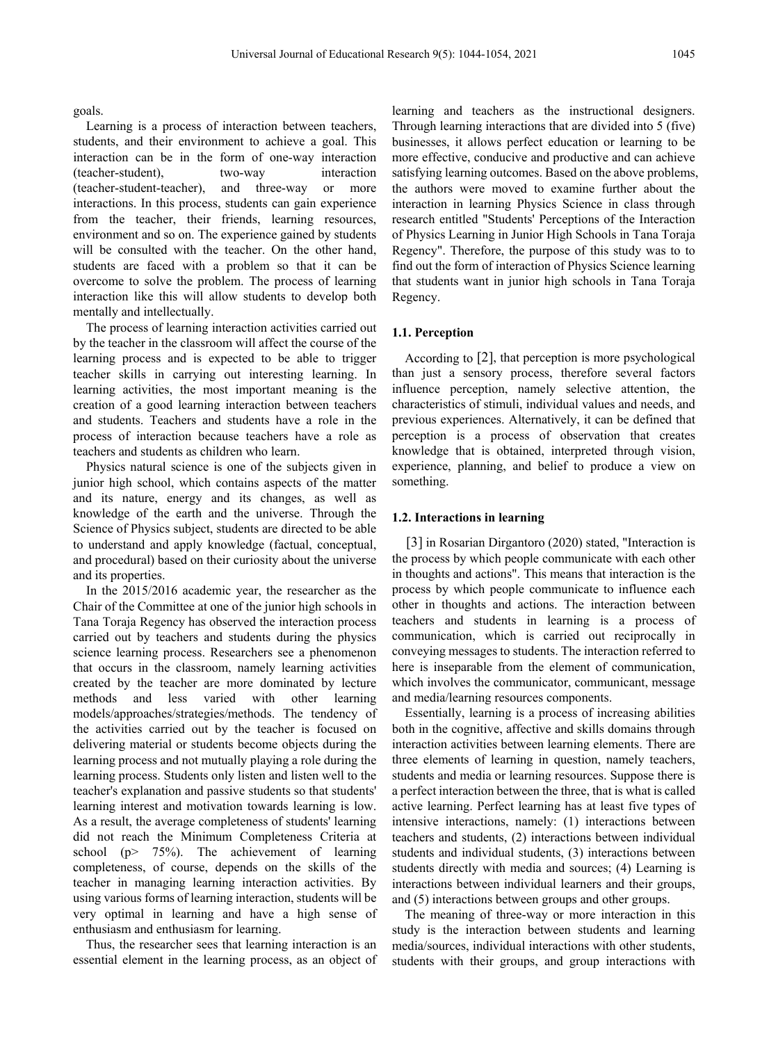goals.

Learning is a process of interaction between teachers, students, and their environment to achieve a goal. This interaction can be in the form of one-way interaction (teacher-student), two-way interaction (teacher-student-teacher), and three-way or more interactions. In this process, students can gain experience from the teacher, their friends, learning resources, environment and so on. The experience gained by students will be consulted with the teacher. On the other hand, students are faced with a problem so that it can be overcome to solve the problem. The process of learning interaction like this will allow students to develop both mentally and intellectually.

The process of learning interaction activities carried out by the teacher in the classroom will affect the course of the learning process and is expected to be able to trigger teacher skills in carrying out interesting learning. In learning activities, the most important meaning is the creation of a good learning interaction between teachers and students. Teachers and students have a role in the process of interaction because teachers have a role as teachers and students as children who learn.

Physics natural science is one of the subjects given in junior high school, which contains aspects of the matter and its nature, energy and its changes, as well as knowledge of the earth and the universe. Through the Science of Physics subject, students are directed to be able to understand and apply knowledge (factual, conceptual, and procedural) based on their curiosity about the universe and its properties.

In the 2015/2016 academic year, the researcher as the Chair of the Committee at one of the junior high schools in Tana Toraja Regency has observed the interaction process carried out by teachers and students during the physics science learning process. Researchers see a phenomenon that occurs in the classroom, namely learning activities created by the teacher are more dominated by lecture methods and less varied with other learning models/approaches/strategies/methods. The tendency of the activities carried out by the teacher is focused on delivering material or students become objects during the learning process and not mutually playing a role during the learning process. Students only listen and listen well to the teacher's explanation and passive students so that students' learning interest and motivation towards learning is low. As a result, the average completeness of students' learning did not reach the Minimum Completeness Criteria at school ($p > 75\%$). The achievement of learning completeness, of course, depends on the skills of the teacher in managing learning interaction activities. By using various forms of learning interaction, students will be very optimal in learning and have a high sense of enthusiasm and enthusiasm for learning.

Thus, the researcher sees that learning interaction is an essential element in the learning process, as an object of learning and teachers as the instructional designers. Through learning interactions that are divided into 5 (five) businesses, it allows perfect education or learning to be more effective, conducive and productive and can achieve satisfying learning outcomes. Based on the above problems, the authors were moved to examine further about the interaction in learning Physics Science in class through research entitled "Students' Perceptions of the Interaction of Physics Learning in Junior High Schools in Tana Toraja Regency". Therefore, the purpose of this study was to to find out the form of interaction of Physics Science learning that students want in junior high schools in Tana Toraja Regency.

### 1.1. Perception

According to [2], that perception is more psychological than just a sensory process, therefore several factors influence perception, namely selective attention, the characteristics of stimuli, individual values and needs, and previous experiences. Alternatively, it can be defined that perception is a process of observation that creates knowledge that is obtained, interpreted through vision, experience, planning, and belief to produce a view on something.

### 1.2. Interactions in learning

[3] in Rosarian Dirgantoro (2020) stated, "Interaction is the process by which people communicate with each other in thoughts and actions". This means that interaction is the process by which people communicate to influence each other in thoughts and actions. The interaction between teachers and students in learning is a process of communication, which is carried out reciprocally in conveying messages to students. The interaction referred to here is inseparable from the element of communication, which involves the communicator, communicant, message and media/learning resources components.

Essentially, learning is a process of increasing abilities both in the cognitive, affective and skills domains through interaction activities between learning elements. There are three elements of learning in question, namely teachers, students and media or learning resources. Suppose there is a perfect interaction between the three, that is what is called active learning. Perfect learning has at least five types of intensive interactions, namely: (1) interactions between teachers and students, (2) interactions between individual students and individual students, (3) interactions between students directly with media and sources; (4) Learning is interactions between individual learners and their groups, and (5) interactions between groups and other groups.

The meaning of three-way or more interaction in this study is the interaction between students and learning media/sources, individual interactions with other students, students with their groups, and group interactions with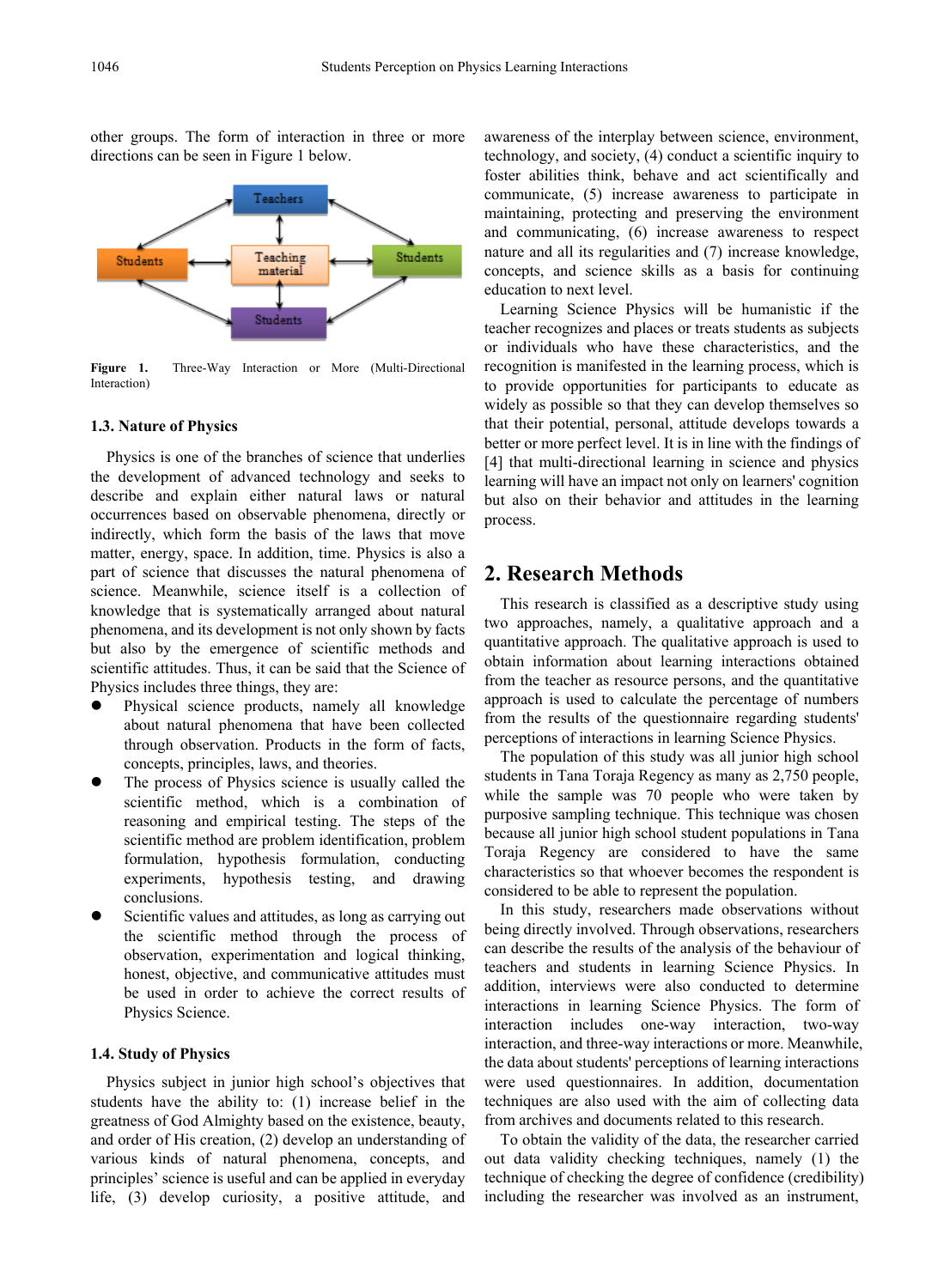other groups. The form of interaction in three or more directions can be seen in Figure 1 below.

**Figure 1.** Three-Way Interaction or More (Multi-Directional Interaction)

### 1.3. Nature of Physics

Physics is one of the branches of science that underlies the development of advanced technology and seeks to describe and explain either natural laws or natural occurrences based on observable phenomena, directly or indirectly, which form the basis of the laws that move matter, energy, space. In addition, time. Physics is also a part of science that discusses the natural phenomena of science. Meanwhile, science itself is a collection of knowledge that is systematically arranged about natural phenomena, and its development is not only shown by facts but also by the emergence of scientific methods and scientific attitudes. Thus, it can be said that the Science of Physics includes three things, they are:

- Physical science products, namely all knowledge about natural phenomena that have been collected through observation. Products in the form of facts, concepts, principles, laws, and theories.
- The process of Physics science is usually called the scientific method, which is a combination of reasoning and empirical testing. The steps of the scientific method are problem identification, problem formulation, hypothesis formulation, conducting experiments, hypothesis testing, and drawing conclusions.
- Scientific values and attitudes, as long as carrying out the scientific method through the process of observation, experimentation and logical thinking, honest, objective, and communicative attitudes must be used in order to achieve the correct results of Physics Science.

### 1.4. Study of Physics

Physics subject in junior high school's objectives that students have the ability to: (1) increase belief in the greatness of God Almighty based on the existence, beauty, and order of His creation, (2) develop an understanding of various kinds of natural phenomena, concepts, and principles' science is useful and can be applied in everyday life, (3) develop curiosity, a positive attitude, and awareness of the interplay between science, environment, technology, and society, (4) conduct a scientific inquiry to foster abilities think, behave and act scientifically and communicate, (5) increase awareness to participate in maintaining, protecting and preserving the environment and communicating, (6) increase awareness to respect nature and all its regularities and (7) increase knowledge, concepts, and science skills as a basis for continuing education to next level.

Learning Science Physics will be humanistic if the teacher recognizes and places or treats students as subjects or individuals who have these characteristics, and the recognition is manifested in the learning process, which is to provide opportunities for participants to educate as widely as possible so that they can develop themselves so that their potential, personal, attitude develops towards a better or more perfect level. It is in line with the findings of [4] that multi-directional learning in science and physics learning will have an impact not only on learners' cognition but also on their behavior and attitudes in the learning process.

## 2. Research Methods

This research is classified as a descriptive study using two approaches, namely, a qualitative approach and a quantitative approach. The qualitative approach is used to obtain information about learning interactions obtained from the teacher as resource persons, and the quantitative approach is used to calculate the percentage of numbers from the results of the questionnaire regarding students' perceptions of interactions in learning Science Physics.

The population of this study was all junior high school students in Tana Toraja Regency as many as 2,750 people, while the sample was 70 people who were taken by purposive sampling technique. This technique was chosen because all junior high school student populations in Tana Toraja Regency are considered to have the same characteristics so that whoever becomes the respondent is considered to be able to represent the population.

In this study, researchers made observations without being directly involved. Through observations, researchers can describe the results of the analysis of the behaviour of teachers and students in learning Science Physics. In addition, interviews were also conducted to determine interactions in learning Science Physics. The form of interaction includes one-way interaction, two-way interaction, and three-way interactions or more. Meanwhile, the data about students' perceptions of learning interactions were used questionnaires. In addition, documentation techniques are also used with the aim of collecting data from archives and documents related to this research.

To obtain the validity of the data, the researcher carried out data validity checking techniques, namely (1) the technique of checking the degree of confidence (credibility) including the researcher was involved as an instrument,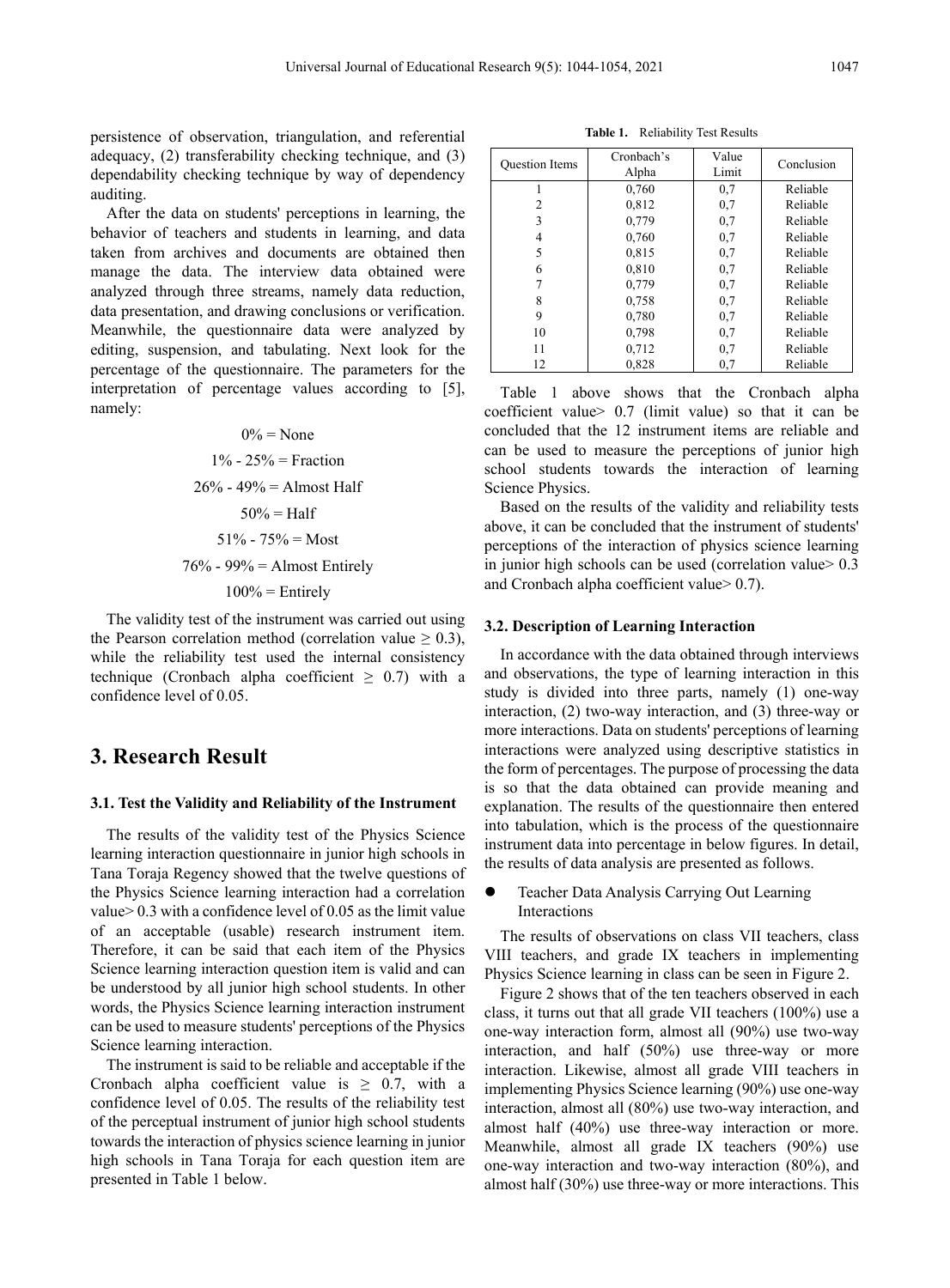persistence of observation, triangulation, and referential adequacy, (2) transferability checking technique, and (3) dependability checking technique by way of dependency auditing.

After the data on students' perceptions in learning, the behavior of teachers and students in learning, and data taken from archives and documents are obtained then manage the data. The interview data obtained were analyzed through three streams, namely data reduction, data presentation, and drawing conclusions or verification. Meanwhile, the questionnaire data were analyzed by editing, suspension, and tabulating. Next look for the percentage of the questionnaire. The parameters for the interpretation of percentage values according to [5], namely:

0% = None

1% - 25% = Fraction

26% - 49% = Almost Half

50% = Half

51% - 75% = Most

76% - 99% = Almost Entirely

100% = Entirely

The validity test of the instrument was carried out using the Pearson correlation method (correlation value ≥ 0.3), while the reliability test used the internal consistency technique (Cronbach alpha coefficient ≥ 0.7) with a confidence level of 0.05.

# 3. Research Result

### 3.1. Test the Validity and Reliability of the Instrument

The results of the validity test of the Physics Science learning interaction questionnaire in junior high schools in Tana Toraja Regency showed that the twelve questions of the Physics Science learning interaction had a correlation value> 0.3 with a confidence level of 0.05 as the limit value of an acceptable (usable) research instrument item. Therefore, it can be said that each item of the Physics Science learning interaction question item is valid and can be understood by all junior high school students. In other words, the Physics Science learning interaction instrument can be used to measure students' perceptions of the Physics Science learning interaction.

The instrument is said to be reliable and acceptable if the Cronbach alpha coefficient value is ≥ 0.7, with a confidence level of 0.05. The results of the reliability test of the perceptual instrument of junior high school students towards the interaction of physics science learning in junior high schools in Tana Toraja for each question item are presented in Table 1 below.

**Table 1.** Reliability Test Results

| Question Items | Cronbach's Alpha | Value Limit | Conclusion |
|---|---|---|---|
| 1 | 0,760 | 0,7 | Reliable |
| 2 | 0,812 | 0,7 | Reliable |
| 3 | 0,779 | 0,7 | Reliable |
| 4 | 0,760 | 0,7 | Reliable |
| 5 | 0,815 | 0,7 | Reliable |
| 6 | 0,810 | 0,7 | Reliable |
| 7 | 0,779 | 0,7 | Reliable |
| 8 | 0,758 | 0,7 | Reliable |
| 9 | 0,780 | 0,7 | Reliable |
| 10 | 0,798 | 0,7 | Reliable |
| 11 | 0,712 | 0,7 | Reliable |
| 12 | 0,828 | 0,7 | Reliable |

Table 1 above shows that the Cronbach alpha coefficient value> 0.7 (limit value) so that it can be concluded that the 12 instrument items are reliable and can be used to measure the perceptions of junior high school students towards the interaction of learning Science Physics.

Based on the results of the validity and reliability tests above, it can be concluded that the instrument of students' perceptions of the interaction of physics science learning in junior high schools can be used (correlation value> 0.3 and Cronbach alpha coefficient value> 0.7).

### 3.2. Description of Learning Interaction

In accordance with the data obtained through interviews and observations, the type of learning interaction in this study is divided into three parts, namely (1) one-way interaction, (2) two-way interaction, and (3) three-way or more interactions. Data on students' perceptions of learning interactions were analyzed using descriptive statistics in the form of percentages. The purpose of processing the data is so that the data obtained can provide meaning and explanation. The results of the questionnaire then entered into tabulation, which is the process of the questionnaire instrument data into percentage in below figures. In detail, the results of data analysis are presented as follows.

- Teacher Data Analysis Carrying Out Learning Interactions

The results of observations on class VII teachers, class VIII teachers, and grade IX teachers in implementing Physics Science learning in class can be seen in Figure 2.

Figure 2 shows that of the ten teachers observed in each class, it turns out that all grade VII teachers (100%) use a one-way interaction form, almost all (90%) use two-way interaction, and half (50%) use three-way or more interaction. Likewise, almost all grade VIII teachers in implementing Physics Science learning (90%) use one-way interaction, almost all (80%) use two-way interaction, and almost half (40%) use three-way interaction or more. Meanwhile, almost all grade IX teachers (90%) use one-way interaction and two-way interaction (80%), and almost half (30%) use three-way or more interactions. This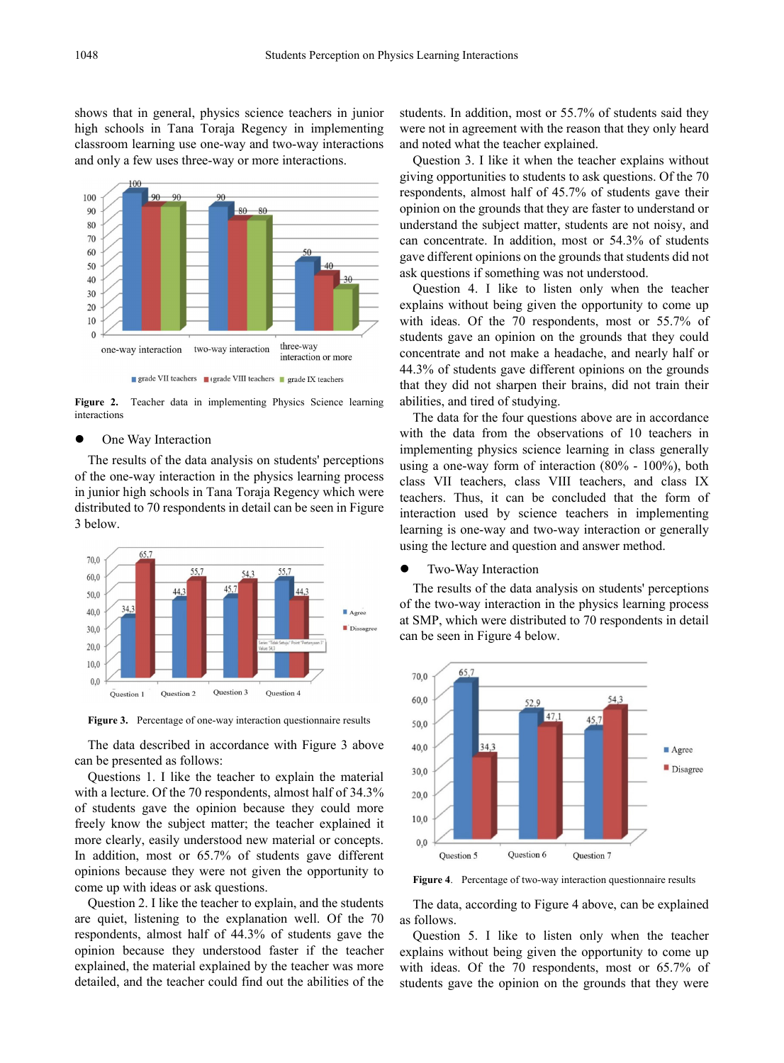shows that in general, physics science teachers in junior high schools in Tana Toraja Regency in implementing classroom learning use one-way and two-way interactions and only a few uses three-way or more interactions.

**Figure 2.** Teacher data in implementing Physics Science learning interactions

- One Way Interaction

The results of the data analysis on students' perceptions of the one-way interaction in the physics learning process in junior high schools in Tana Toraja Regency which were distributed to 70 respondents in detail can be seen in Figure 3 below.

**Figure 3.** Percentage of one-way interaction questionnaire results

The data described in accordance with Figure 3 above can be presented as follows:

Questions 1. I like the teacher to explain the material with a lecture. Of the 70 respondents, almost half of 34.3% of students gave the opinion because they could more freely know the subject matter; the teacher explained it more clearly, easily understood new material or concepts. In addition, most or 65.7% of students gave different opinions because they were not given the opportunity to come up with ideas or ask questions.

Question 2. I like the teacher to explain, and the students are quiet, listening to the explanation well. Of the 70 respondents, almost half of 44.3% of students gave the opinion because they understood faster if the teacher explained, the material explained by the teacher was more detailed, and the teacher could find out the abilities of the students. In addition, most or 55.7% of students said they were not in agreement with the reason that they only heard and noted what the teacher explained.

Question 3. I like it when the teacher explains without giving opportunities to students to ask questions. Of the 70 respondents, almost half of 45.7% of students gave their opinion on the grounds that they are faster to understand or understand the subject matter, students are not noisy, and can concentrate. In addition, most or 54.3% of students gave different opinions on the grounds that students did not ask questions if something was not understood.

Question 4. I like to listen only when the teacher explains without being given the opportunity to come up with ideas. Of the 70 respondents, most or 55.7% of students gave an opinion on the grounds that they could concentrate and not make a headache, and nearly half or 44.3% of students gave different opinions on the grounds that they did not sharpen their brains, did not train their abilities, and tired of studying.

The data for the four questions above are in accordance with the data from the observations of 10 teachers in implementing physics science learning in class generally using a one-way form of interaction (80% - 100%), both class VII teachers, class VIII teachers, and class IX teachers. Thus, it can be concluded that the form of interaction used by science teachers in implementing learning is one-way and two-way interaction or generally using the lecture and question and answer method.

- Two-Way Interaction

The results of the data analysis on students' perceptions of the two-way interaction in the physics learning process at SMP, which were distributed to 70 respondents in detail can be seen in Figure 4 below.

**Figure 4**. Percentage of two-way interaction questionnaire results

The data, according to Figure 4 above, can be explained as follows.

Question 5. I like to listen only when the teacher explains without being given the opportunity to come up with ideas. Of the 70 respondents, most or 65.7% of students gave the opinion on the grounds that they were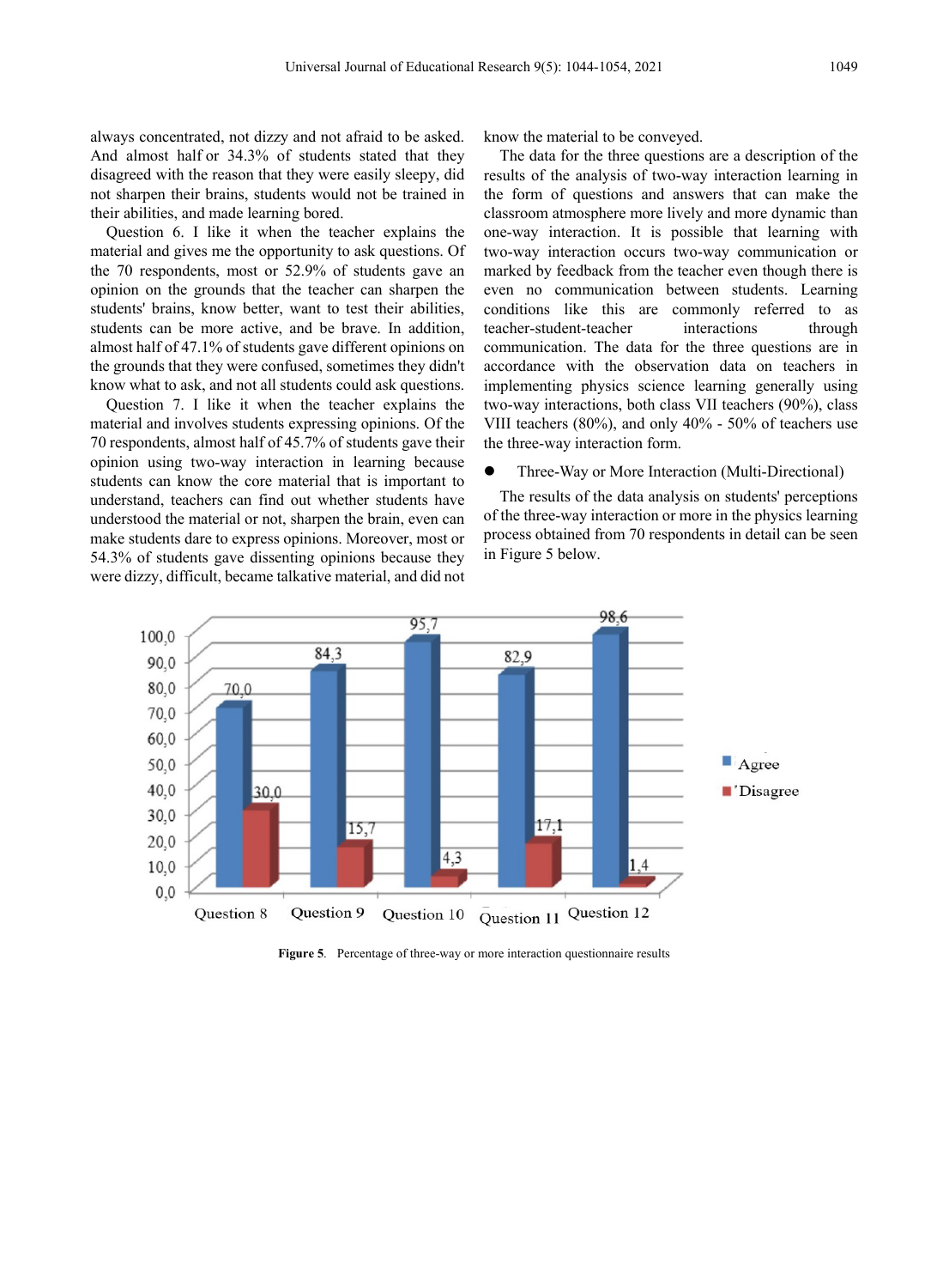always concentrated, not dizzy and not afraid to be asked. And almost half or 34.3% of students stated that they disagreed with the reason that they were easily sleepy, did not sharpen their brains, students would not be trained in their abilities, and made learning bored.

Question 6. I like it when the teacher explains the material and gives me the opportunity to ask questions. Of the 70 respondents, most or 52.9% of students gave an opinion on the grounds that the teacher can sharpen the students' brains, know better, want to test their abilities, students can be more active, and be brave. In addition, almost half of 47.1% of students gave different opinions on the grounds that they were confused, sometimes they didn't know what to ask, and not all students could ask questions.

Question 7. I like it when the teacher explains the material and involves students expressing opinions. Of the 70 respondents, almost half of 45.7% of students gave their opinion using two-way interaction in learning because students can know the core material that is important to understand, teachers can find out whether students have understood the material or not, sharpen the brain, even can make students dare to express opinions. Moreover, most or 54.3% of students gave dissenting opinions because they were dizzy, difficult, became talkative material, and did not know the material to be conveyed.

The data for the three questions are a description of the results of the analysis of two-way interaction learning in the form of questions and answers that can make the classroom atmosphere more lively and more dynamic than one-way interaction. It is possible that learning with two-way interaction occurs two-way communication or marked by feedback from the teacher even though there is even no communication between students. Learning conditions like this are commonly referred to as teacher-student-teacher interactions through communication. The data for the three questions are in accordance with the observation data on teachers in implementing physics science learning generally using two-way interactions, both class VII teachers (90%), class VIII teachers (80%), and only 40% - 50% of teachers use the three-way interaction form.

- Three-Way or More Interaction (Multi-Directional)

The results of the data analysis on students' perceptions of the three-way interaction or more in the physics learning process obtained from 70 respondents in detail can be seen in Figure 5 below.

| | Question 8 | Question 9 | Question 10 | Question 11 | Question 12 |
|---|---|---|---|---|---|
| Agree | 70,0 | 84,3 | 95,7 | 82,9 | 98,6 |
| Disagree | 30,0 | 15,7 | 4,3 | 17,1 | 1,4 |

**Figure 5**. Percentage of three-way or more interaction questionnaire results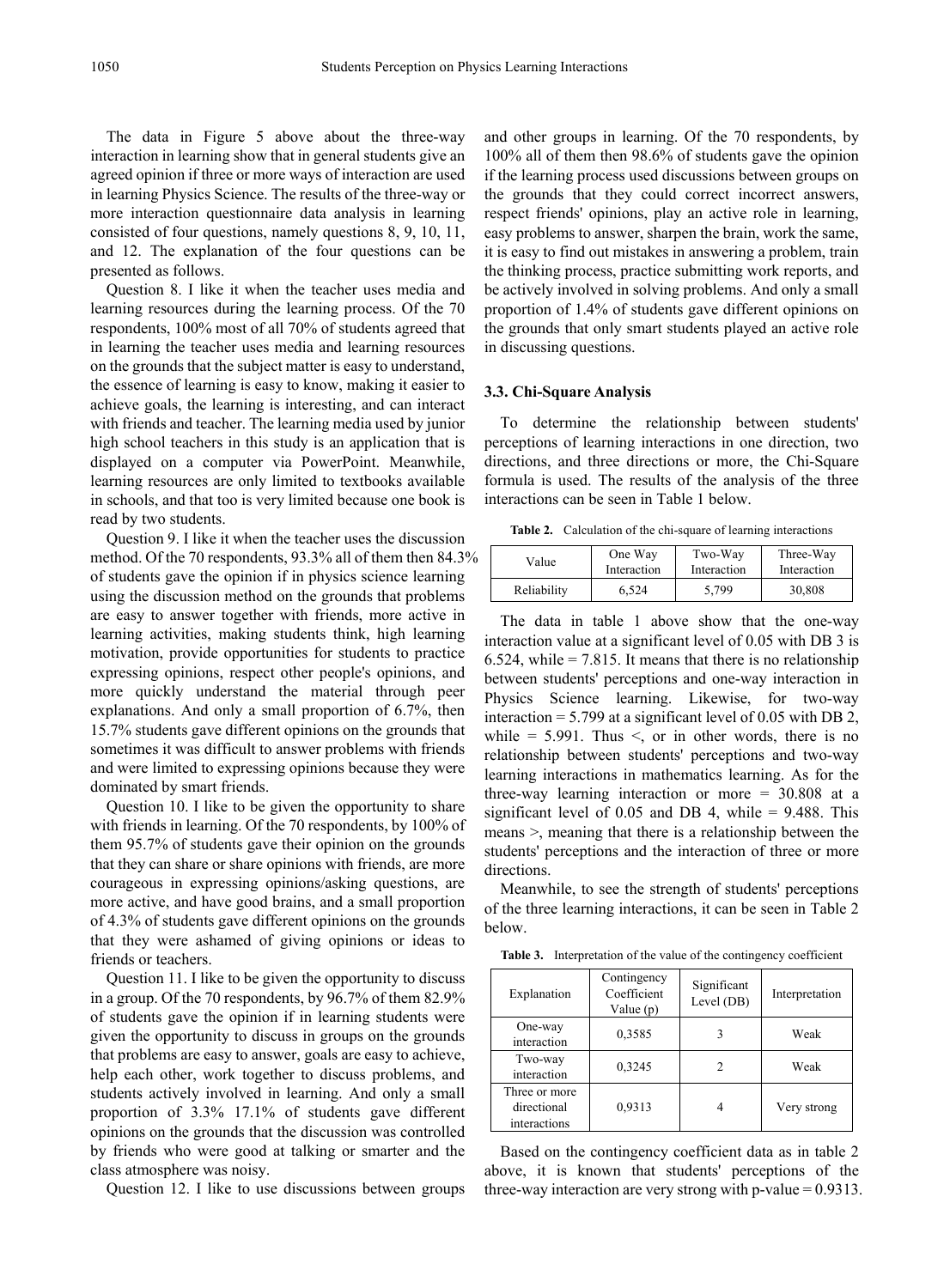The data in Figure 5 above about the three-way interaction in learning show that in general students give an agreed opinion if three or more ways of interaction are used in learning Physics Science. The results of the three-way or more interaction questionnaire data analysis in learning consisted of four questions, namely questions 8, 9, 10, 11, and 12. The explanation of the four questions can be presented as follows.

Question 8. I like it when the teacher uses media and learning resources during the learning process. Of the 70 respondents, 100% most of all 70% of students agreed that in learning the teacher uses media and learning resources on the grounds that the subject matter is easy to understand, the essence of learning is easy to know, making it easier to achieve goals, the learning is interesting, and can interact with friends and teacher. The learning media used by junior high school teachers in this study is an application that is displayed on a computer via PowerPoint. Meanwhile, learning resources are only limited to textbooks available in schools, and that too is very limited because one book is read by two students.

Question 9. I like it when the teacher uses the discussion method. Of the 70 respondents, 93.3% all of them then 84.3% of students gave the opinion if in physics science learning using the discussion method on the grounds that problems are easy to answer together with friends, more active in learning activities, making students think, high learning motivation, provide opportunities for students to practice expressing opinions, respect other people's opinions, and more quickly understand the material through peer explanations. And only a small proportion of 6.7%, then 15.7% students gave different opinions on the grounds that sometimes it was difficult to answer problems with friends and were limited to expressing opinions because they were dominated by smart friends.

Question 10. I like to be given the opportunity to share with friends in learning. Of the 70 respondents, by 100% of them 95.7% of students gave their opinion on the grounds that they can share or share opinions with friends, are more courageous in expressing opinions/asking questions, are more active, and have good brains, and a small proportion of 4.3% of students gave different opinions on the grounds that they were ashamed of giving opinions or ideas to friends or teachers.

Question 11. I like to be given the opportunity to discuss in a group. Of the 70 respondents, by 96.7% of them 82.9% of students gave the opinion if in learning students were given the opportunity to discuss in groups on the grounds that problems are easy to answer, goals are easy to achieve, help each other, work together to discuss problems, and students actively involved in learning. And only a small proportion of 3.3% 17.1% of students gave different opinions on the grounds that the discussion was controlled by friends who were good at talking or smarter and the class atmosphere was noisy.

Question 12. I like to use discussions between groups and other groups in learning. Of the 70 respondents, by 100% all of them then 98.6% of students gave the opinion if the learning process used discussions between groups on the grounds that they could correct incorrect answers, respect friends' opinions, play an active role in learning, easy problems to answer, sharpen the brain, work the same, it is easy to find out mistakes in answering a problem, train the thinking process, practice submitting work reports, and be actively involved in solving problems. And only a small proportion of 1.4% of students gave different opinions on the grounds that only smart students played an active role in discussing questions.

### 3.3. Chi-Square Analysis

To determine the relationship between students' perceptions of learning interactions in one direction, two directions, and three directions or more, the Chi-Square formula is used. The results of the analysis of the three interactions can be seen in Table 1 below.

**Table 2.** Calculation of the chi-square of learning interactions

| Value | One Way Interaction | Two-Way Interaction | Three-Way Interaction |
|---|---|---|---|
| Reliability | 6,524 | 5,799 | 30,808 |

The data in table 1 above show that the one-way interaction value at a significant level of 0.05 with DB 3 is 6.524, while = 7.815. It means that there is no relationship between students' perceptions and one-way interaction in Physics Science learning. Likewise, for two-way interaction = 5.799 at a significant level of 0.05 with DB 2, while = 5.991. Thus <, or in other words, there is no relationship between students' perceptions and two-way learning interactions in mathematics learning. As for the three-way learning interaction or more = 30.808 at a significant level of 0.05 and DB 4, while = 9.488. This means >, meaning that there is a relationship between the students' perceptions and the interaction of three or more directions.

Meanwhile, to see the strength of students' perceptions of the three learning interactions, it can be seen in Table 2 below.

**Table 3.** Interpretation of the value of the contingency coefficient

| Explanation | Contingency Coefficient Value (p) | Significant Level (DB) | Interpretation |
|---|---|---|---|
| One-way interaction | 0,3585 | 3 | Weak |
| Two-way interaction | 0,3245 | 2 | Weak |
| Three or more directional interactions | 0,9313 | 4 | Very strong |

Based on the contingency coefficient data as in table 2 above, it is known that students' perceptions of the three-way interaction are very strong with p-value = 0.9313.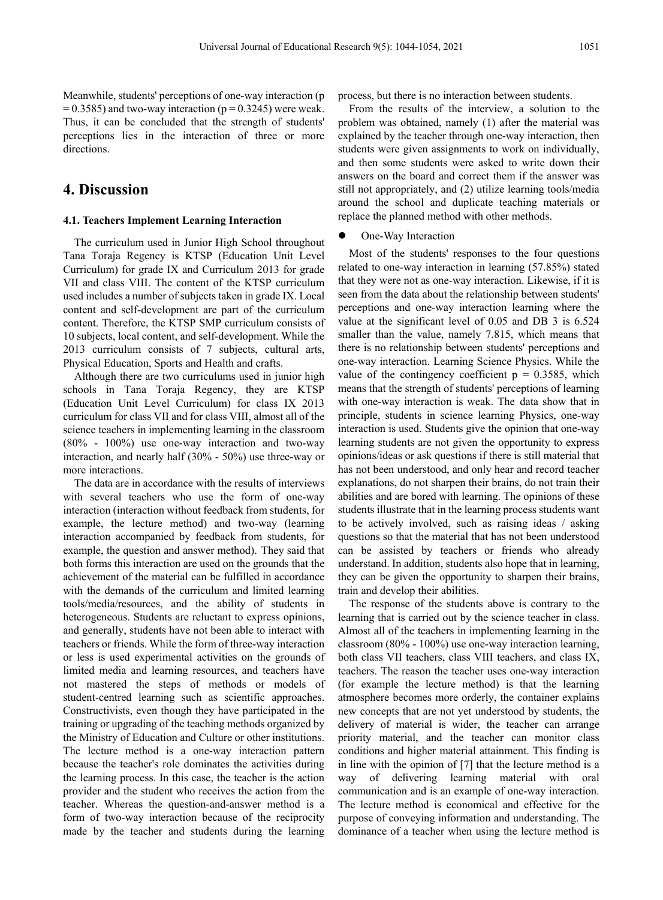Meanwhile, students' perceptions of one-way interaction ($p = 0.3585$) and two-way interaction ($p = 0.3245$) were weak. Thus, it can be concluded that the strength of students' perceptions lies in the interaction of three or more directions.

# 4. Discussion

### 4.1. Teachers Implement Learning Interaction

The curriculum used in Junior High School throughout Tana Toraja Regency is KTSP (Education Unit Level Curriculum) for grade IX and Curriculum 2013 for grade VII and class VIII. The content of the KTSP curriculum used includes a number of subjects taken in grade IX. Local content and self-development are part of the curriculum content. Therefore, the KTSP SMP curriculum consists of 10 subjects, local content, and self-development. While the 2013 curriculum consists of 7 subjects, cultural arts, Physical Education, Sports and Health and crafts.

Although there are two curriculums used in junior high schools in Tana Toraja Regency, they are KTSP (Education Unit Level Curriculum) for class IX 2013 curriculum for class VII and for class VIII, almost all of the science teachers in implementing learning in the classroom (80% - 100%) use one-way interaction and two-way interaction, and nearly half (30% - 50%) use three-way or more interactions.

The data are in accordance with the results of interviews with several teachers who use the form of one-way interaction (interaction without feedback from students, for example, the lecture method) and two-way (learning interaction accompanied by feedback from students, for example, the question and answer method). They said that both forms this interaction are used on the grounds that the achievement of the material can be fulfilled in accordance with the demands of the curriculum and limited learning tools/media/resources, and the ability of students in heterogeneous. Students are reluctant to express opinions, and generally, students have not been able to interact with teachers or friends. While the form of three-way interaction or less is used experimental activities on the grounds of limited media and learning resources, and teachers have not mastered the steps of methods or models of student-centred learning such as scientific approaches. Constructivists, even though they have participated in the training or upgrading of the teaching methods organized by the Ministry of Education and Culture or other institutions. The lecture method is a one-way interaction pattern because the teacher's role dominates the activities during the learning process. In this case, the teacher is the action provider and the student who receives the action from the teacher. Whereas the question-and-answer method is a form of two-way interaction because of the reciprocity made by the teacher and students during the learning process, but there is no interaction between students.

From the results of the interview, a solution to the problem was obtained, namely (1) after the material was explained by the teacher through one-way interaction, then students were given assignments to work on individually, and then some students were asked to write down their answers on the board and correct them if the answer was still not appropriately, and (2) utilize learning tools/media around the school and duplicate teaching materials or replace the planned method with other methods.

- One-Way Interaction

Most of the students' responses to the four questions related to one-way interaction in learning (57.85%) stated that they were not as one-way interaction. Likewise, if it is seen from the data about the relationship between students' perceptions and one-way interaction learning where the value at the significant level of 0.05 and DB 3 is 6.524 smaller than the value, namely 7.815, which means that there is no relationship between students' perceptions and one-way interaction. Learning Science Physics. While the value of the contingency coefficient $p = 0.3585$, which means that the strength of students' perceptions of learning with one-way interaction is weak. The data show that in principle, students in science learning Physics, one-way interaction is used. Students give the opinion that one-way learning students are not given the opportunity to express opinions/ideas or ask questions if there is still material that has not been understood, and only hear and record teacher explanations, do not sharpen their brains, do not train their abilities and are bored with learning. The opinions of these students illustrate that in the learning process students want to be actively involved, such as raising ideas / asking questions so that the material that has not been understood can be assisted by teachers or friends who already understand. In addition, students also hope that in learning, they can be given the opportunity to sharpen their brains, train and develop their abilities.

The response of the students above is contrary to the learning that is carried out by the science teacher in class. Almost all of the teachers in implementing learning in the classroom (80% - 100%) use one-way interaction learning, both class VII teachers, class VIII teachers, and class IX, teachers. The reason the teacher uses one-way interaction (for example the lecture method) is that the learning atmosphere becomes more orderly, the container explains new concepts that are not yet understood by students, the delivery of material is wider, the teacher can arrange priority material, and the teacher can monitor class conditions and higher material attainment. This finding is in line with the opinion of [7] that the lecture method is a way of delivering learning material with oral communication and is an example of one-way interaction. The lecture method is economical and effective for the purpose of conveying information and understanding. The dominance of a teacher when using the lecture method is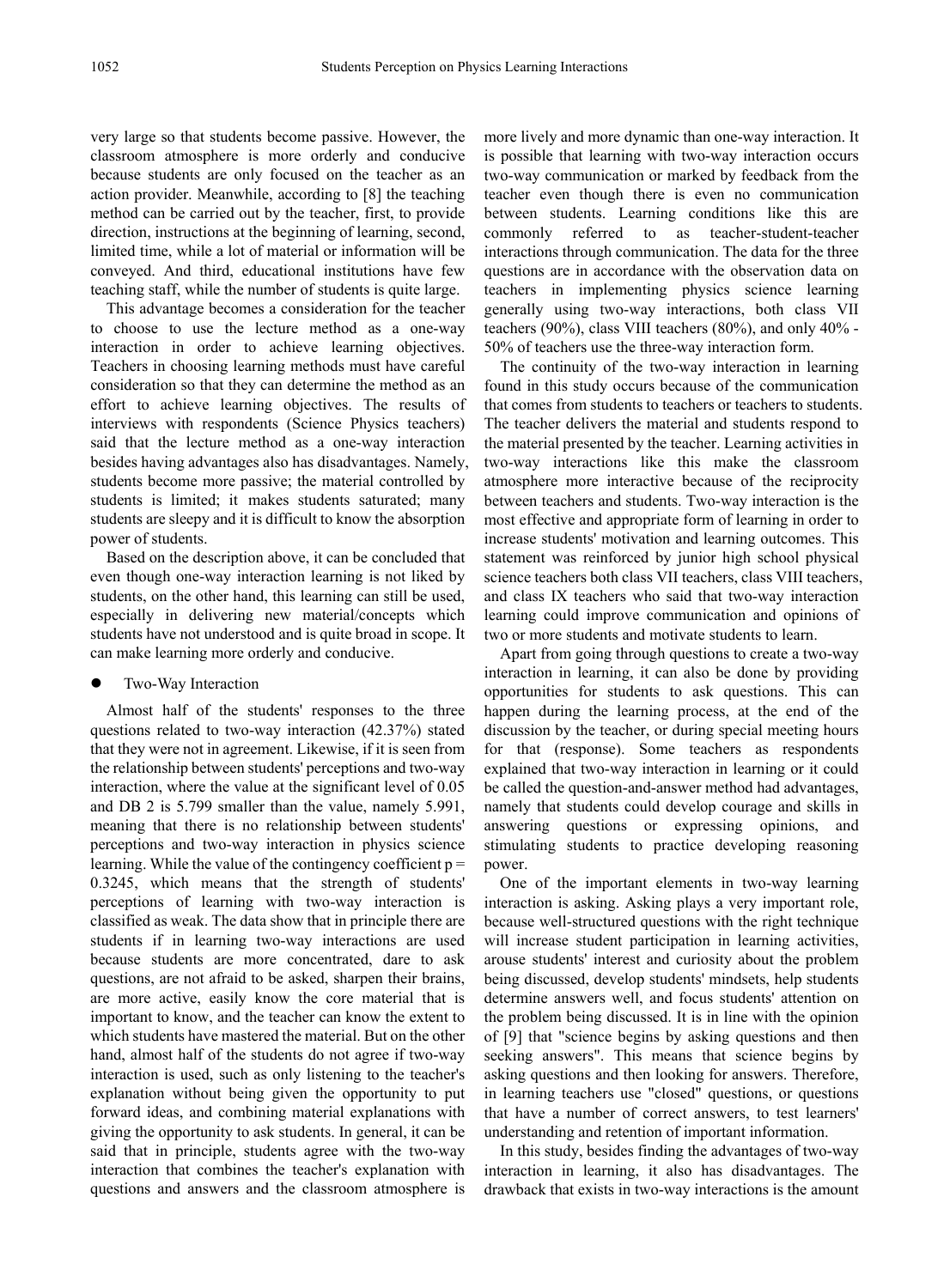very large so that students become passive. However, the classroom atmosphere is more orderly and conducive because students are only focused on the teacher as an action provider. Meanwhile, according to [8] the teaching method can be carried out by the teacher, first, to provide direction, instructions at the beginning of learning, second, limited time, while a lot of material or information will be conveyed. And third, educational institutions have few teaching staff, while the number of students is quite large.

This advantage becomes a consideration for the teacher to choose to use the lecture method as a one-way interaction in order to achieve learning objectives. Teachers in choosing learning methods must have careful consideration so that they can determine the method as an effort to achieve learning objectives. The results of interviews with respondents (Science Physics teachers) said that the lecture method as a one-way interaction besides having advantages also has disadvantages. Namely, students become more passive; the material controlled by students is limited; it makes students saturated; many students are sleepy and it is difficult to know the absorption power of students.

Based on the description above, it can be concluded that even though one-way interaction learning is not liked by students, on the other hand, this learning can still be used, especially in delivering new material/concepts which students have not understood and is quite broad in scope. It can make learning more orderly and conducive.

- Two-Way Interaction

Almost half of the students' responses to the three questions related to two-way interaction (42.37%) stated that they were not in agreement. Likewise, if it is seen from the relationship between students' perceptions and two-way interaction, where the value at the significant level of 0.05 and DB 2 is 5.799 smaller than the value, namely 5.991, meaning that there is no relationship between students' perceptions and two-way interaction in physics science learning. While the value of the contingency coefficient p = 0.3245, which means that the strength of students' perceptions of learning with two-way interaction is classified as weak. The data show that in principle there are students if in learning two-way interactions are used because students are more concentrated, dare to ask questions, are not afraid to be asked, sharpen their brains, are more active, easily know the core material that is important to know, and the teacher can know the extent to which students have mastered the material. But on the other hand, almost half of the students do not agree if two-way interaction is used, such as only listening to the teacher's explanation without being given the opportunity to put forward ideas, and combining material explanations with giving the opportunity to ask students. In general, it can be said that in principle, students agree with the two-way interaction that combines the teacher's explanation with questions and answers and the classroom atmosphere is more lively and more dynamic than one-way interaction. It is possible that learning with two-way interaction occurs two-way communication or marked by feedback from the teacher even though there is even no communication between students. Learning conditions like this are commonly referred to as teacher-student-teacher interactions through communication. The data for the three questions are in accordance with the observation data on teachers in implementing physics science learning generally using two-way interactions, both class VII teachers (90%), class VIII teachers (80%), and only 40% - 50% of teachers use the three-way interaction form.

The continuity of the two-way interaction in learning found in this study occurs because of the communication that comes from students to teachers or teachers to students. The teacher delivers the material and students respond to the material presented by the teacher. Learning activities in two-way interactions like this make the classroom atmosphere more interactive because of the reciprocity between teachers and students. Two-way interaction is the most effective and appropriate form of learning in order to increase students' motivation and learning outcomes. This statement was reinforced by junior high school physical science teachers both class VII teachers, class VIII teachers, and class IX teachers who said that two-way interaction learning could improve communication and opinions of two or more students and motivate students to learn.

Apart from going through questions to create a two-way interaction in learning, it can also be done by providing opportunities for students to ask questions. This can happen during the learning process, at the end of the discussion by the teacher, or during special meeting hours for that (response). Some teachers as respondents explained that two-way interaction in learning or it could be called the question-and-answer method had advantages, namely that students could develop courage and skills in answering questions or expressing opinions, and stimulating students to practice developing reasoning power.

One of the important elements in two-way learning interaction is asking. Asking plays a very important role, because well-structured questions with the right technique will increase student participation in learning activities, arouse students' interest and curiosity about the problem being discussed, develop students' mindsets, help students determine answers well, and focus students' attention on the problem being discussed. It is in line with the opinion of [9] that "science begins by asking questions and then seeking answers". This means that science begins by asking questions and then looking for answers. Therefore, in learning teachers use "closed" questions, or questions that have a number of correct answers, to test learners' understanding and retention of important information.

In this study, besides finding the advantages of two-way interaction in learning, it also has disadvantages. The drawback that exists in two-way interactions is the amount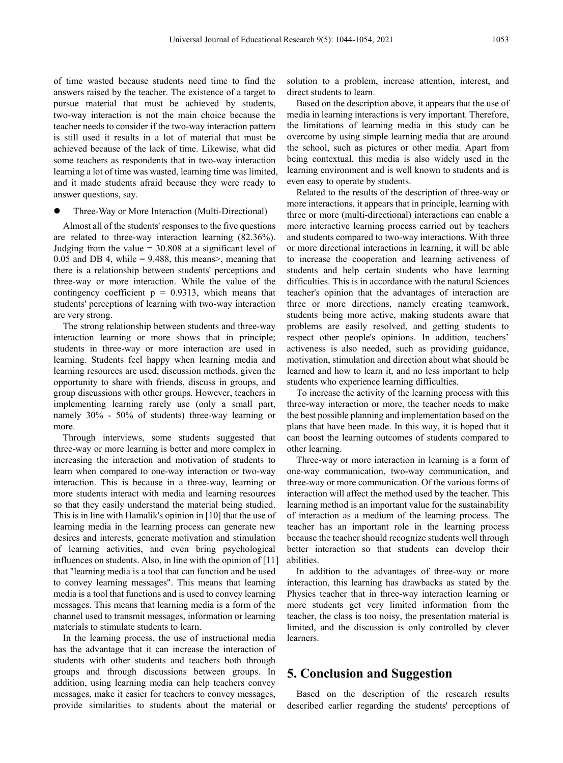of time wasted because students need time to find the answers raised by the teacher. The existence of a target to pursue material that must be achieved by students, two-way interaction is not the main choice because the teacher needs to consider if the two-way interaction pattern is still used it results in a lot of material that must be achieved because of the lack of time. Likewise, what did some teachers as respondents that in two-way interaction learning a lot of time was wasted, learning time was limited, and it made students afraid because they were ready to answer questions, say.

- Three-Way or More Interaction (Multi-Directional)

Almost all of the students' responses to the five questions are related to three-way interaction learning (82.36%). Judging from the value = 30.808 at a significant level of 0.05 and DB 4, while = 9.488, this means>, meaning that there is a relationship between students' perceptions and three-way or more interaction. While the value of the contingency coefficient p = 0.9313, which means that students' perceptions of learning with two-way interaction are very strong.

The strong relationship between students and three-way interaction learning or more shows that in principle; students in three-way or more interaction are used in learning. Students feel happy when learning media and learning resources are used, discussion methods, given the opportunity to share with friends, discuss in groups, and group discussions with other groups. However, teachers in implementing learning rarely use (only a small part, namely 30% - 50% of students) three-way learning or more.

Through interviews, some students suggested that three-way or more learning is better and more complex in increasing the interaction and motivation of students to learn when compared to one-way interaction or two-way interaction. This is because in a three-way, learning or more students interact with media and learning resources so that they easily understand the material being studied. This is in line with Hamalik's opinion in [10] that the use of learning media in the learning process can generate new desires and interests, generate motivation and stimulation of learning activities, and even bring psychological influences on students. Also, in line with the opinion of [11] that "learning media is a tool that can function and be used to convey learning messages". This means that learning media is a tool that functions and is used to convey learning messages. This means that learning media is a form of the channel used to transmit messages, information or learning materials to stimulate students to learn.

In the learning process, the use of instructional media has the advantage that it can increase the interaction of students with other students and teachers both through groups and through discussions between groups. In addition, using learning media can help teachers convey messages, make it easier for teachers to convey messages, provide similarities to students about the material or solution to a problem, increase attention, interest, and direct students to learn.

Based on the description above, it appears that the use of media in learning interactions is very important. Therefore, the limitations of learning media in this study can be overcome by using simple learning media that are around the school, such as pictures or other media. Apart from being contextual, this media is also widely used in the learning environment and is well known to students and is even easy to operate by students.

Related to the results of the description of three-way or more interactions, it appears that in principle, learning with three or more (multi-directional) interactions can enable a more interactive learning process carried out by teachers and students compared to two-way interactions. With three or more directional interactions in learning, it will be able to increase the cooperation and learning activeness of students and help certain students who have learning difficulties. This is in accordance with the natural Sciences teacher's opinion that the advantages of interaction are three or more directions, namely creating teamwork, students being more active, making students aware that problems are easily resolved, and getting students to respect other people's opinions. In addition, teachers' activeness is also needed, such as providing guidance, motivation, stimulation and direction about what should be learned and how to learn it, and no less important to help students who experience learning difficulties.

To increase the activity of the learning process with this three-way interaction or more, the teacher needs to make the best possible planning and implementation based on the plans that have been made. In this way, it is hoped that it can boost the learning outcomes of students compared to other learning.

Three-way or more interaction in learning is a form of one-way communication, two-way communication, and three-way or more communication. Of the various forms of interaction will affect the method used by the teacher. This learning method is an important value for the sustainability of interaction as a medium of the learning process. The teacher has an important role in the learning process because the teacher should recognize students well through better interaction so that students can develop their abilities.

In addition to the advantages of three-way or more interaction, this learning has drawbacks as stated by the Physics teacher that in three-way interaction learning or more students get very limited information from the teacher, the class is too noisy, the presentation material is limited, and the discussion is only controlled by clever learners.

## 5. Conclusion and Suggestion

Based on the description of the research results described earlier regarding the students' perceptions of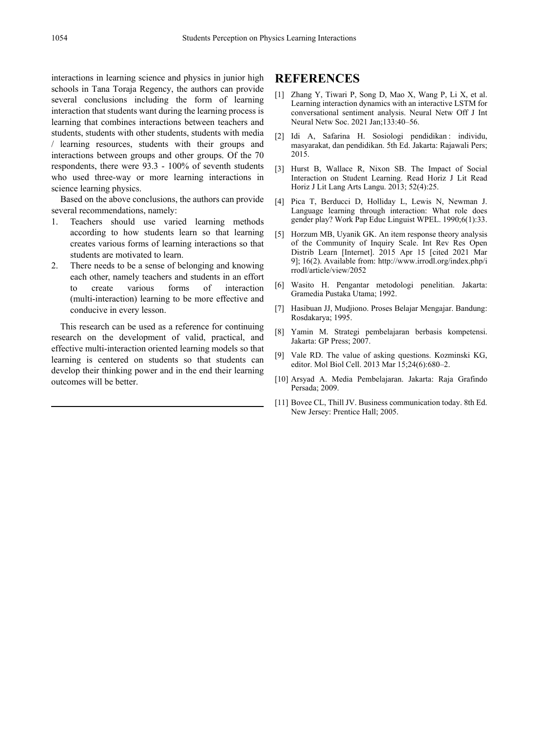interactions in learning science and physics in junior high schools in Tana Toraja Regency, the authors can provide several conclusions including the form of learning interaction that students want during the learning process is learning that combines interactions between teachers and students, students with other students, students with media / learning resources, students with their groups and interactions between groups and other groups. Of the 70 respondents, there were 93.3 - 100% of seventh students who used three-way or more learning interactions in science learning physics.

Based on the above conclusions, the authors can provide several recommendations, namely:

1. Teachers should use varied learning methods according to how students learn so that learning creates various forms of learning interactions so that students are motivated to learn.
2. There needs to be a sense of belonging and knowing each other, namely teachers and students in an effort to create various forms of interaction (multi-interaction) learning to be more effective and conducive in every lesson.

This research can be used as a reference for continuing research on the development of valid, practical, and effective multi-interaction oriented learning models so that learning is centered on students so that students can develop their thinking power and in the end their learning outcomes will be better.

# REFERENCES

[1] Zhang Y, Tiwari P, Song D, Mao X, Wang P, Li X, et al. Learning interaction dynamics with an interactive LSTM for conversational sentiment analysis. Neural Netw Off J Int Neural Netw Soc. 2021 Jan;133:40–56.

[2] Idi A, Safarina H. Sosiologi pendidikan : individu, masyarakat, dan pendidikan. 5th Ed. Jakarta: Rajawali Pers; 2015.

[3] Hurst B, Wallace R, Nixon SB. The Impact of Social Interaction on Student Learning. Read Horiz J Lit Read Horiz J Lit Lang Arts Langu. 2013; 52(4):25.

[4] Pica T, Berducci D, Holliday L, Lewis N, Newman J. Language learning through interaction: What role does gender play? Work Pap Educ Linguist WPEL. 1990;6(1):33.

[5] Horzum MB, Uyanik GK. An item response theory analysis of the Community of Inquiry Scale. Int Rev Res Open Distrib Learn [Internet]. 2015 Apr 15 [cited 2021 Mar 9]; 16(2). Available from: http://www.irrodl.org/index.php/irrodl/article/view/2052

[6] Wasito H. Pengantar metodologi penelitian. Jakarta: Gramedia Pustaka Utama; 1992.

[7] Hasibuan JJ, Mudjiono. Proses Belajar Mengajar. Bandung: Rosdakarya; 1995.

[8] Yamin M. Strategi pembelajaran berbasis kompetensi. Jakarta: GP Press; 2007.

[9] Vale RD. The value of asking questions. Kozminski KG, editor. Mol Biol Cell. 2013 Mar 15;24(6):680–2.

[10] Arsyad A. Media Pembelajaran. Jakarta: Raja Grafindo Persada; 2009.

[11] Bovee CL, Thill JV. Business communication today. 8th Ed. New Jersey: Prentice Hall; 2005.